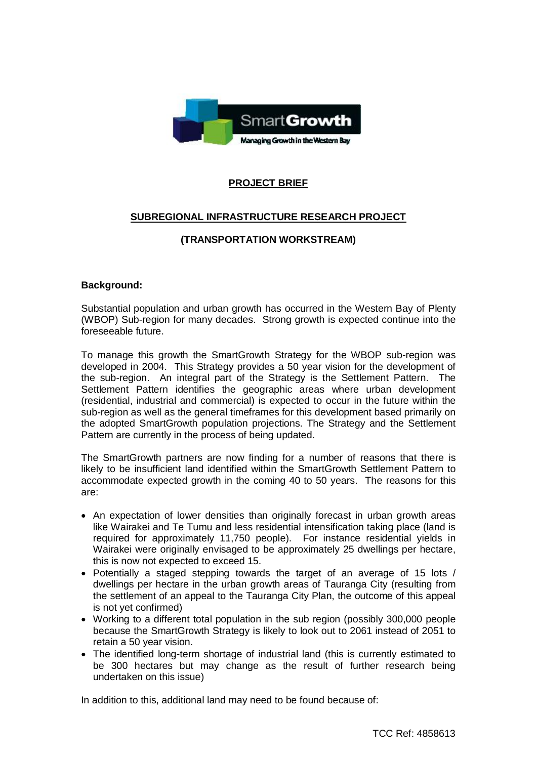SmartGrowth
Managing Growth in the Western Bay

# PROJECT BRIEF

## SUBREGIONAL INFRASTRUCTURE RESEARCH PROJECT

## (TRANSPORTATION WORKSTREAM)

### Background:

Substantial population and urban growth has occurred in the Western Bay of Plenty (WBOP) Sub-region for many decades. Strong growth is expected continue into the foreseeable future.

To manage this growth the SmartGrowth Strategy for the WBOP sub-region was developed in 2004. This Strategy provides a 50 year vision for the development of the sub-region. An integral part of the Strategy is the Settlement Pattern. The Settlement Pattern identifies the geographic areas where urban development (residential, industrial and commercial) is expected to occur in the future within the sub-region as well as the general timeframes for this development based primarily on the adopted SmartGrowth population projections. The Strategy and the Settlement Pattern are currently in the process of being updated.

The SmartGrowth partners are now finding for a number of reasons that there is likely to be insufficient land identified within the SmartGrowth Settlement Pattern to accommodate expected growth in the coming 40 to 50 years. The reasons for this are:

- An expectation of lower densities than originally forecast in urban growth areas like Wairakei and Te Tumu and less residential intensification taking place (land is required for approximately 11,750 people). For instance residential yields in Wairakei were originally envisaged to be approximately 25 dwellings per hectare, this is now not expected to exceed 15.
- Potentially a staged stepping towards the target of an average of 15 lots / dwellings per hectare in the urban growth areas of Tauranga City (resulting from the settlement of an appeal to the Tauranga City Plan, the outcome of this appeal is not yet confirmed)
- Working to a different total population in the sub region (possibly 300,000 people because the SmartGrowth Strategy is likely to look out to 2061 instead of 2051 to retain a 50 year vision.
- The identified long-term shortage of industrial land (this is currently estimated to be 300 hectares but may change as the result of further research being undertaken on this issue)

In addition to this, additional land may need to be found because of:

TCC Ref: 4858613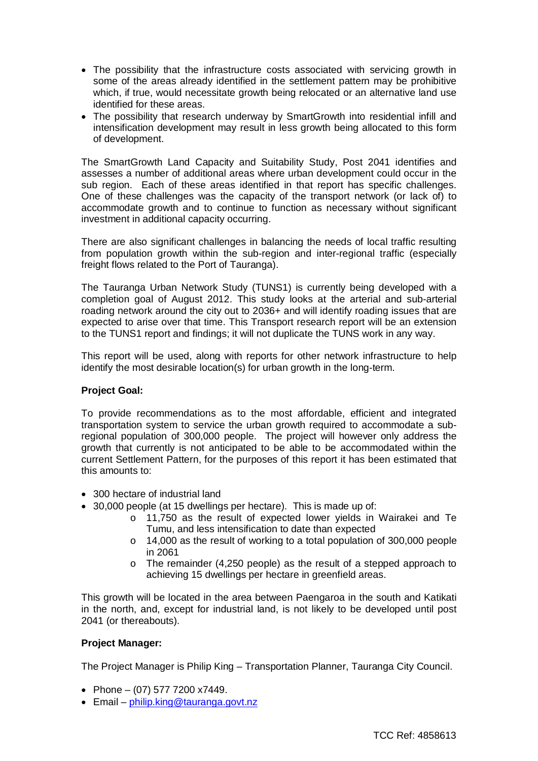- The possibility that the infrastructure costs associated with servicing growth in some of the areas already identified in the settlement pattern may be prohibitive which, if true, would necessitate growth being relocated or an alternative land use identified for these areas.
- The possibility that research underway by SmartGrowth into residential infill and intensification development may result in less growth being allocated to this form of development.

The SmartGrowth Land Capacity and Suitability Study, Post 2041 identifies and assesses a number of additional areas where urban development could occur in the sub region. Each of these areas identified in that report has specific challenges. One of these challenges was the capacity of the transport network (or lack of) to accommodate growth and to continue to function as necessary without significant investment in additional capacity occurring.

There are also significant challenges in balancing the needs of local traffic resulting from population growth within the sub-region and inter-regional traffic (especially freight flows related to the Port of Tauranga).

The Tauranga Urban Network Study (TUNS1) is currently being developed with a completion goal of August 2012. This study looks at the arterial and sub-arterial roading network around the city out to 2036+ and will identify roading issues that are expected to arise over that time. This Transport research report will be an extension to the TUNS1 report and findings; it will not duplicate the TUNS work in any way.

This report will be used, along with reports for other network infrastructure to help identify the most desirable location(s) for urban growth in the long-term.

**Project Goal:**

To provide recommendations as to the most affordable, efficient and integrated transportation system to service the urban growth required to accommodate a sub-regional population of 300,000 people. The project will however only address the growth that currently is not anticipated to be able to be accommodated within the current Settlement Pattern, for the purposes of this report it has been estimated that this amounts to:

- 300 hectare of industrial land
- 30,000 people (at 15 dwellings per hectare). This is made up of:
  - 11,750 as the result of expected lower yields in Wairakei and Te Tumu, and less intensification to date than expected
  - 14,000 as the result of working to a total population of 300,000 people in 2061
  - The remainder (4,250 people) as the result of a stepped approach to achieving 15 dwellings per hectare in greenfield areas.

This growth will be located in the area between Paengaroa in the south and Katikati in the north, and, except for industrial land, is not likely to be developed until post 2041 (or thereabouts).

**Project Manager:**

The Project Manager is Philip King – Transportation Planner, Tauranga City Council.

- Phone – (07) 577 7200 x7449.
- Email – philip.king@tauranga.govt.nz

TCC Ref: 4858613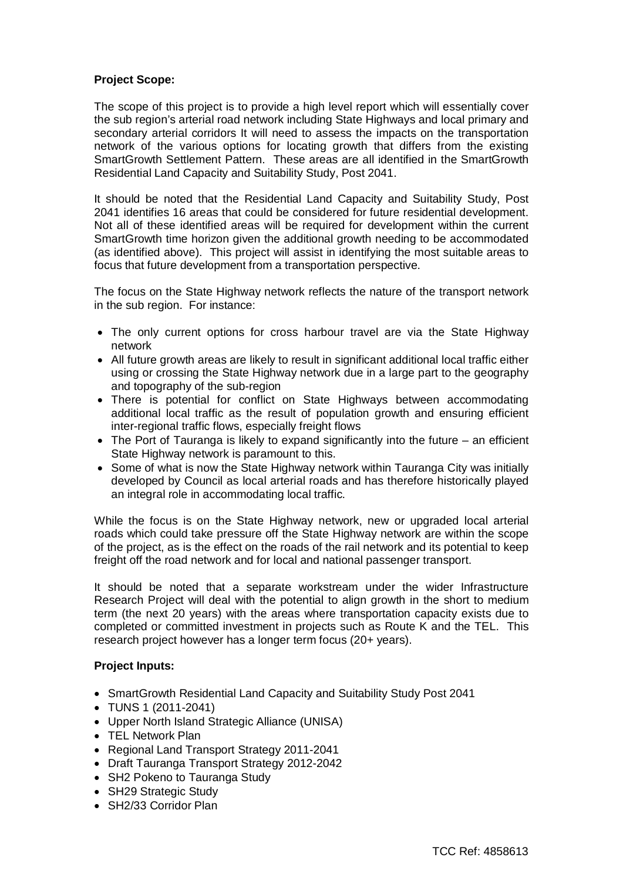**Project Scope:**

The scope of this project is to provide a high level report which will essentially cover the sub region's arterial road network including State Highways and local primary and secondary arterial corridors It will need to assess the impacts on the transportation network of the various options for locating growth that differs from the existing SmartGrowth Settlement Pattern. These areas are all identified in the SmartGrowth Residential Land Capacity and Suitability Study, Post 2041.

It should be noted that the Residential Land Capacity and Suitability Study, Post 2041 identifies 16 areas that could be considered for future residential development. Not all of these identified areas will be required for development within the current SmartGrowth time horizon given the additional growth needing to be accommodated (as identified above). This project will assist in identifying the most suitable areas to focus that future development from a transportation perspective.

The focus on the State Highway network reflects the nature of the transport network in the sub region. For instance:

- The only current options for cross harbour travel are via the State Highway network
- All future growth areas are likely to result in significant additional local traffic either using or crossing the State Highway network due in a large part to the geography and topography of the sub-region
- There is potential for conflict on State Highways between accommodating additional local traffic as the result of population growth and ensuring efficient inter-regional traffic flows, especially freight flows
- The Port of Tauranga is likely to expand significantly into the future – an efficient State Highway network is paramount to this.
- Some of what is now the State Highway network within Tauranga City was initially developed by Council as local arterial roads and has therefore historically played an integral role in accommodating local traffic.

While the focus is on the State Highway network, new or upgraded local arterial roads which could take pressure off the State Highway network are within the scope of the project, as is the effect on the roads of the rail network and its potential to keep freight off the road network and for local and national passenger transport.

It should be noted that a separate workstream under the wider Infrastructure Research Project will deal with the potential to align growth in the short to medium term (the next 20 years) with the areas where transportation capacity exists due to completed or committed investment in projects such as Route K and the TEL. This research project however has a longer term focus (20+ years).

**Project Inputs:**

- SmartGrowth Residential Land Capacity and Suitability Study Post 2041
- TUNS 1 (2011-2041)
- Upper North Island Strategic Alliance (UNISA)
- TEL Network Plan
- Regional Land Transport Strategy 2011-2041
- Draft Tauranga Transport Strategy 2012-2042
- SH2 Pokeno to Tauranga Study
- SH29 Strategic Study
- SH2/33 Corridor Plan

TCC Ref: 4858613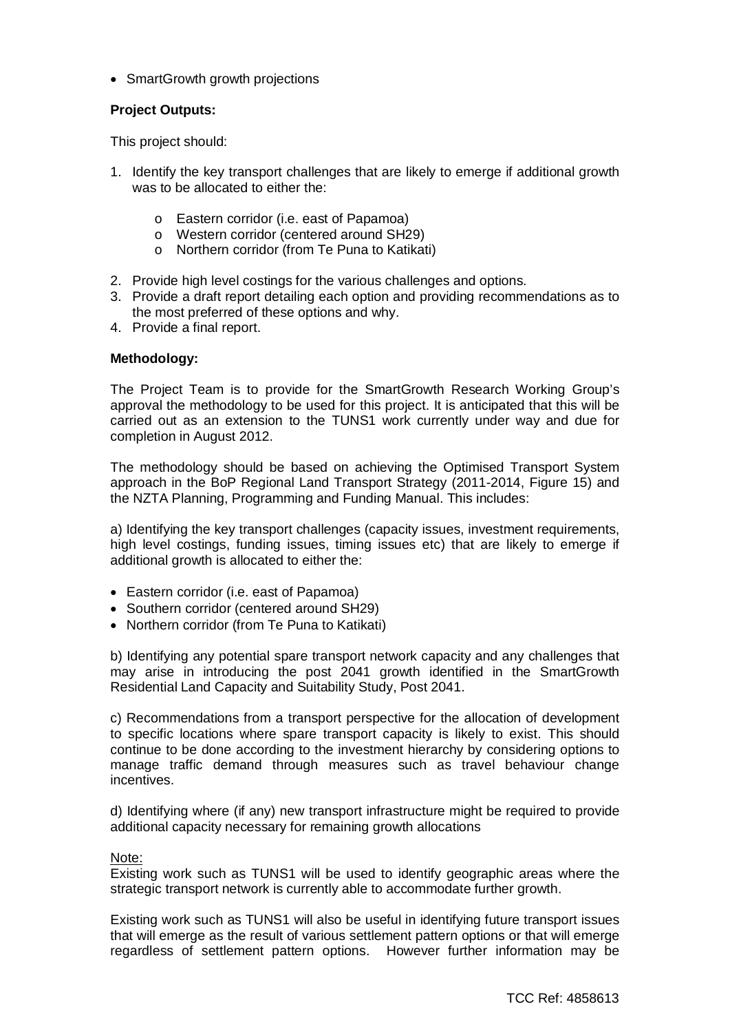- SmartGrowth growth projections

**Project Outputs:**

This project should:

1. Identify the key transport challenges that are likely to emerge if additional growth was to be allocated to either the:

    - Eastern corridor (i.e. east of Papamoa)
    - Western corridor (centered around SH29)
    - Northern corridor (from Te Puna to Katikati)

2. Provide high level costings for the various challenges and options.
3. Provide a draft report detailing each option and providing recommendations as to the most preferred of these options and why.
4. Provide a final report.

**Methodology:**

The Project Team is to provide for the SmartGrowth Research Working Group's approval the methodology to be used for this project. It is anticipated that this will be carried out as an extension to the TUNS1 work currently under way and due for completion in August 2012.

The methodology should be based on achieving the Optimised Transport System approach in the BoP Regional Land Transport Strategy (2011-2014, Figure 15) and the NZTA Planning, Programming and Funding Manual. This includes:

a) Identifying the key transport challenges (capacity issues, investment requirements, high level costings, funding issues, timing issues etc) that are likely to emerge if additional growth is allocated to either the:

- Eastern corridor (i.e. east of Papamoa)
- Southern corridor (centered around SH29)
- Northern corridor (from Te Puna to Katikati)

b) Identifying any potential spare transport network capacity and any challenges that may arise in introducing the post 2041 growth identified in the SmartGrowth Residential Land Capacity and Suitability Study, Post 2041.

c) Recommendations from a transport perspective for the allocation of development to specific locations where spare transport capacity is likely to exist. This should continue to be done according to the investment hierarchy by considering options to manage traffic demand through measures such as travel behaviour change incentives.

d) Identifying where (if any) new transport infrastructure might be required to provide additional capacity necessary for remaining growth allocations

<u>Note:</u>
Existing work such as TUNS1 will be used to identify geographic areas where the strategic transport network is currently able to accommodate further growth.

Existing work such as TUNS1 will also be useful in identifying future transport issues that will emerge as the result of various settlement pattern options or that will emerge regardless of settlement pattern options. However further information may be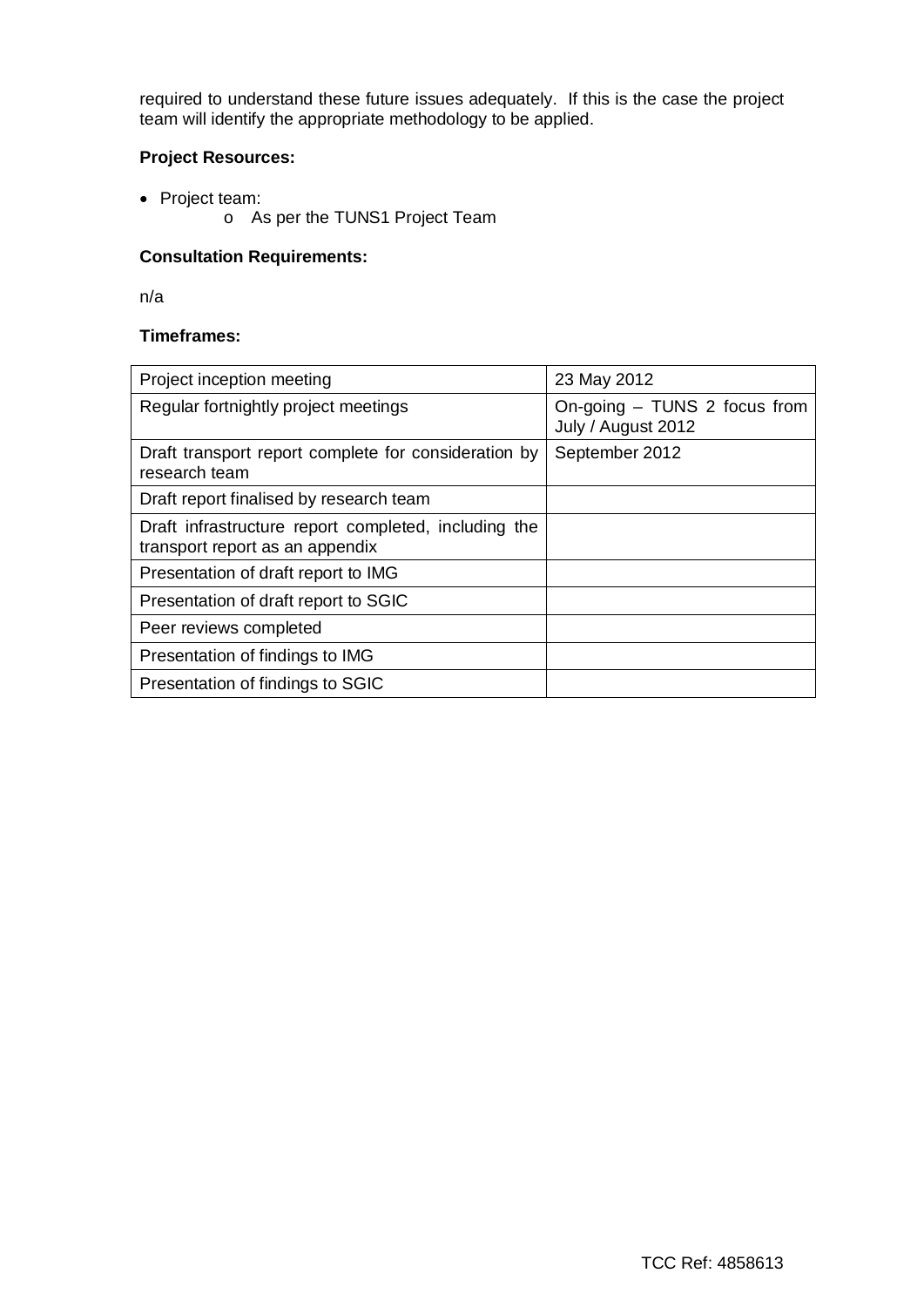required to understand these future issues adequately. If this is the case the project team will identify the appropriate methodology to be applied.

**Project Resources:**

- Project team:
  - As per the TUNS1 Project Team

**Consultation Requirements:**

n/a

**Timeframes:**

| | |
|---|---|
| Project inception meeting | 23 May 2012 |
| Regular fortnightly project meetings | On-going – TUNS 2 focus from July / August 2012 |
| Draft transport report complete for consideration by research team | September 2012 |
| Draft report finalised by research team | |
| Draft infrastructure report completed, including the transport report as an appendix | |
| Presentation of draft report to IMG | |
| Presentation of draft report to SGIC | |
| Peer reviews completed | |
| Presentation of findings to IMG | |
| Presentation of findings to SGIC | |

TCC Ref: 4858613